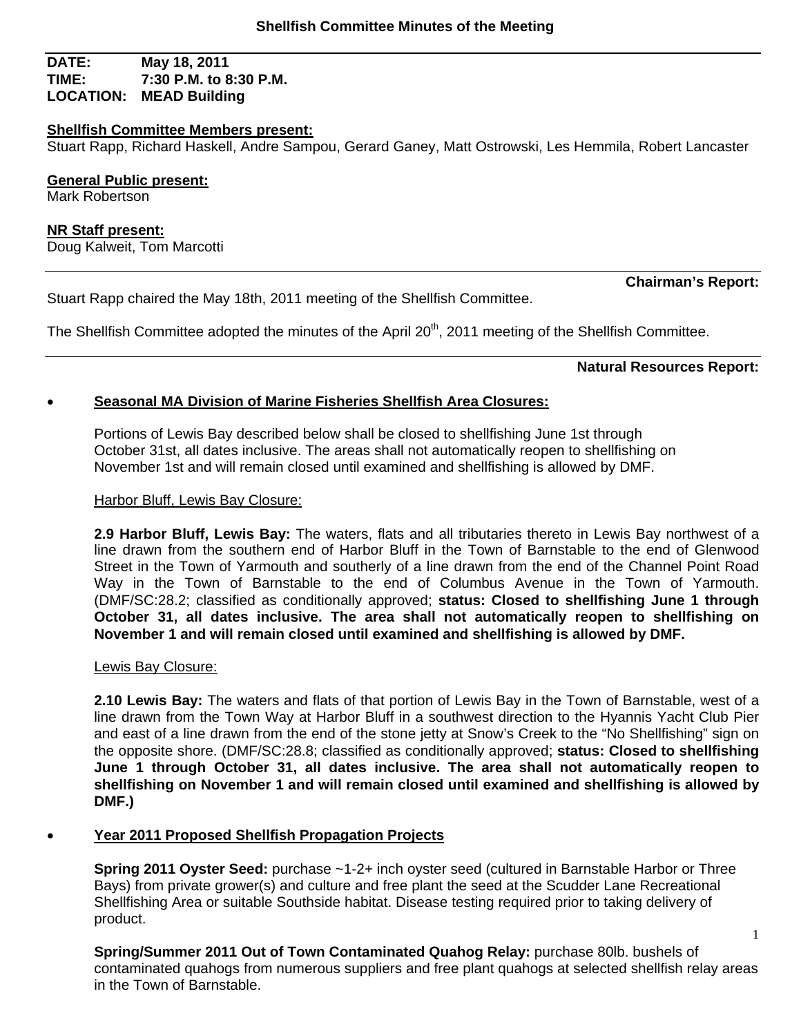# Shellfish Committee Minutes of the Meeting

**DATE:** May 18, 2011
**TIME:** 7:30 P.M. to 8:30 P.M.
**LOCATION:** MEAD Building

**Shellfish Committee Members present:**
Stuart Rapp, Richard Haskell, Andre Sampou, Gerard Ganey, Matt Ostrowski, Les Hemmila, Robert Lancaster

**General Public present:**
Mark Robertson

**NR Staff present:**
Doug Kalweit, Tom Marcotti

## Chairman's Report:

Stuart Rapp chaired the May 18th, 2011 meeting of the Shellfish Committee.

The Shellfish Committee adopted the minutes of the April 20th, 2011 meeting of the Shellfish Committee.

## Natural Resources Report:

- **Seasonal MA Division of Marine Fisheries Shellfish Area Closures:**

  Portions of Lewis Bay described below shall be closed to shellfishing June 1st through October 31st, all dates inclusive. The areas shall not automatically reopen to shellfishing on November 1st and will remain closed until examined and shellfishing is allowed by DMF.

  Harbor Bluff, Lewis Bay Closure:

  **2.9 Harbor Bluff, Lewis Bay:** The waters, flats and all tributaries thereto in Lewis Bay northwest of a line drawn from the southern end of Harbor Bluff in the Town of Barnstable to the end of Glenwood Street in the Town of Yarmouth and southerly of a line drawn from the end of the Channel Point Road Way in the Town of Barnstable to the end of Columbus Avenue in the Town of Yarmouth. (DMF/SC:28.2; classified as conditionally approved; **status: Closed to shellfishing June 1 through October 31, all dates inclusive. The area shall not automatically reopen to shellfishing on November 1 and will remain closed until examined and shellfishing is allowed by DMF.**

  Lewis Bay Closure:

  **2.10 Lewis Bay:** The waters and flats of that portion of Lewis Bay in the Town of Barnstable, west of a line drawn from the Town Way at Harbor Bluff in a southwest direction to the Hyannis Yacht Club Pier and east of a line drawn from the end of the stone jetty at Snow's Creek to the "No Shellfishing" sign on the opposite shore. (DMF/SC:28.8; classified as conditionally approved; **status: Closed to shellfishing June 1 through October 31, all dates inclusive. The area shall not automatically reopen to shellfishing on November 1 and will remain closed until examined and shellfishing is allowed by DMF.)**

- **Year 2011 Proposed Shellfish Propagation Projects**

  **Spring 2011 Oyster Seed:** purchase ~1-2+ inch oyster seed (cultured in Barnstable Harbor or Three Bays) from private grower(s) and culture and free plant the seed at the Scudder Lane Recreational Shellfishing Area or suitable Southside habitat. Disease testing required prior to taking delivery of product.

  **Spring/Summer 2011 Out of Town Contaminated Quahog Relay:** purchase 80lb. bushels of contaminated quahogs from numerous suppliers and free plant quahogs at selected shellfish relay areas in the Town of Barnstable.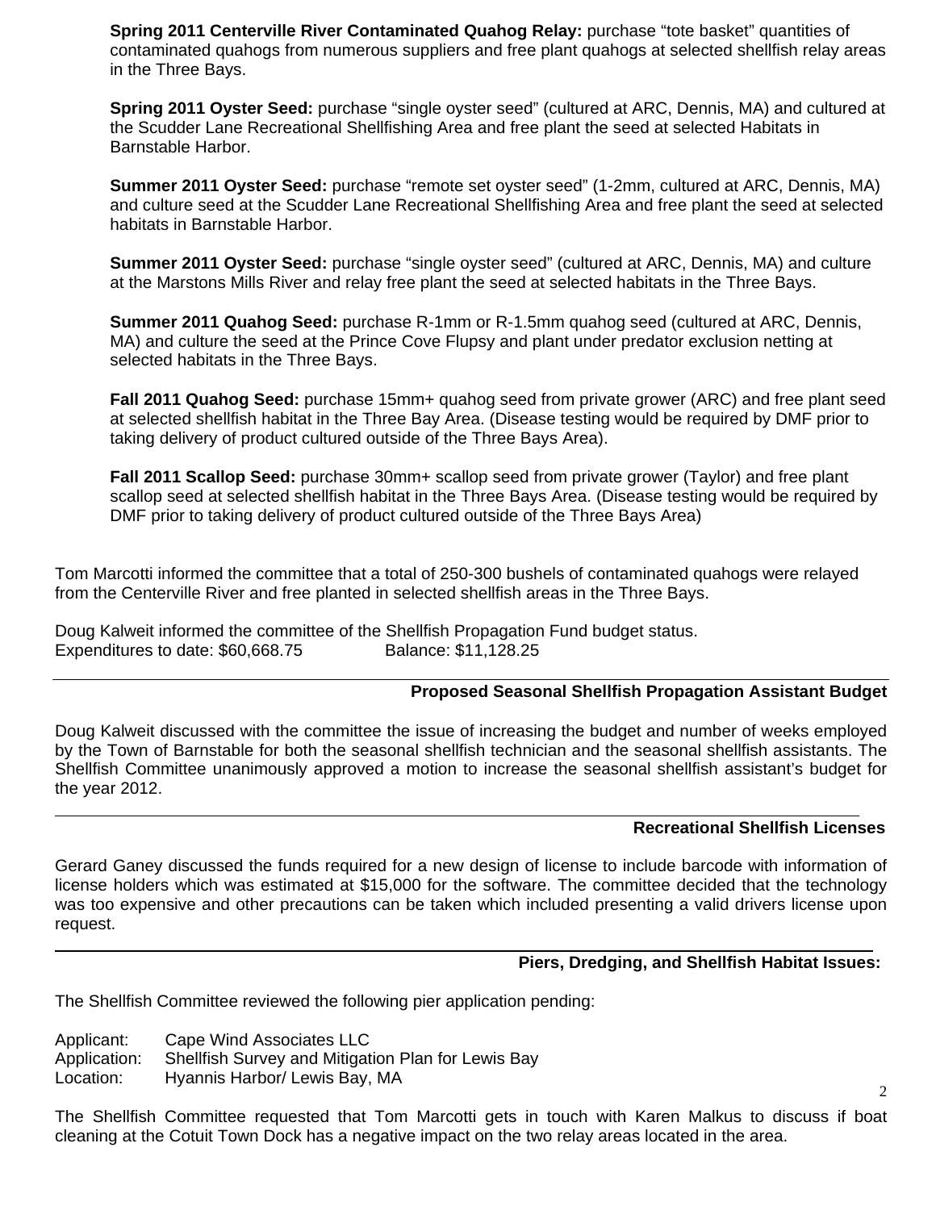**Spring 2011 Centerville River Contaminated Quahog Relay:** purchase “tote basket” quantities of contaminated quahogs from numerous suppliers and free plant quahogs at selected shellfish relay areas in the Three Bays.

**Spring 2011 Oyster Seed:** purchase “single oyster seed” (cultured at ARC, Dennis, MA) and cultured at the Scudder Lane Recreational Shellfishing Area and free plant the seed at selected Habitats in Barnstable Harbor.

**Summer 2011 Oyster Seed:** purchase “remote set oyster seed” (1-2mm, cultured at ARC, Dennis, MA) and culture seed at the Scudder Lane Recreational Shellfishing Area and free plant the seed at selected habitats in Barnstable Harbor.

**Summer 2011 Oyster Seed:** purchase “single oyster seed” (cultured at ARC, Dennis, MA) and culture at the Marstons Mills River and relay free plant the seed at selected habitats in the Three Bays.

**Summer 2011 Quahog Seed:** purchase R-1mm or R-1.5mm quahog seed (cultured at ARC, Dennis, MA) and culture the seed at the Prince Cove Flupsy and plant under predator exclusion netting at selected habitats in the Three Bays.

**Fall 2011 Quahog Seed:** purchase 15mm+ quahog seed from private grower (ARC) and free plant seed at selected shellfish habitat in the Three Bay Area. (Disease testing would be required by DMF prior to taking delivery of product cultured outside of the Three Bays Area).

**Fall 2011 Scallop Seed:** purchase 30mm+ scallop seed from private grower (Taylor) and free plant scallop seed at selected shellfish habitat in the Three Bays Area. (Disease testing would be required by DMF prior to taking delivery of product cultured outside of the Three Bays Area)

Tom Marcotti informed the committee that a total of 250-300 bushels of contaminated quahogs were relayed from the Centerville River and free planted in selected shellfish areas in the Three Bays.

Doug Kalweit informed the committee of the Shellfish Propagation Fund budget status.
Expenditures to date: $60,668.75 Balance: $11,128.25

---

### Proposed Seasonal Shellfish Propagation Assistant Budget

Doug Kalweit discussed with the committee the issue of increasing the budget and number of weeks employed by the Town of Barnstable for both the seasonal shellfish technician and the seasonal shellfish assistants. The Shellfish Committee unanimously approved a motion to increase the seasonal shellfish assistant's budget for the year 2012.

---

### Recreational Shellfish Licenses

Gerard Ganey discussed the funds required for a new design of license to include barcode with information of license holders which was estimated at $15,000 for the software. The committee decided that the technology was too expensive and other precautions can be taken which included presenting a valid drivers license upon request.

---

### Piers, Dredging, and Shellfish Habitat Issues:

The Shellfish Committee reviewed the following pier application pending:

Applicant: Cape Wind Associates LLC
Application: Shellfish Survey and Mitigation Plan for Lewis Bay
Location: Hyannis Harbor/ Lewis Bay, MA

The Shellfish Committee requested that Tom Marcotti gets in touch with Karen Malkus to discuss if boat cleaning at the Cotuit Town Dock has a negative impact on the two relay areas located in the area.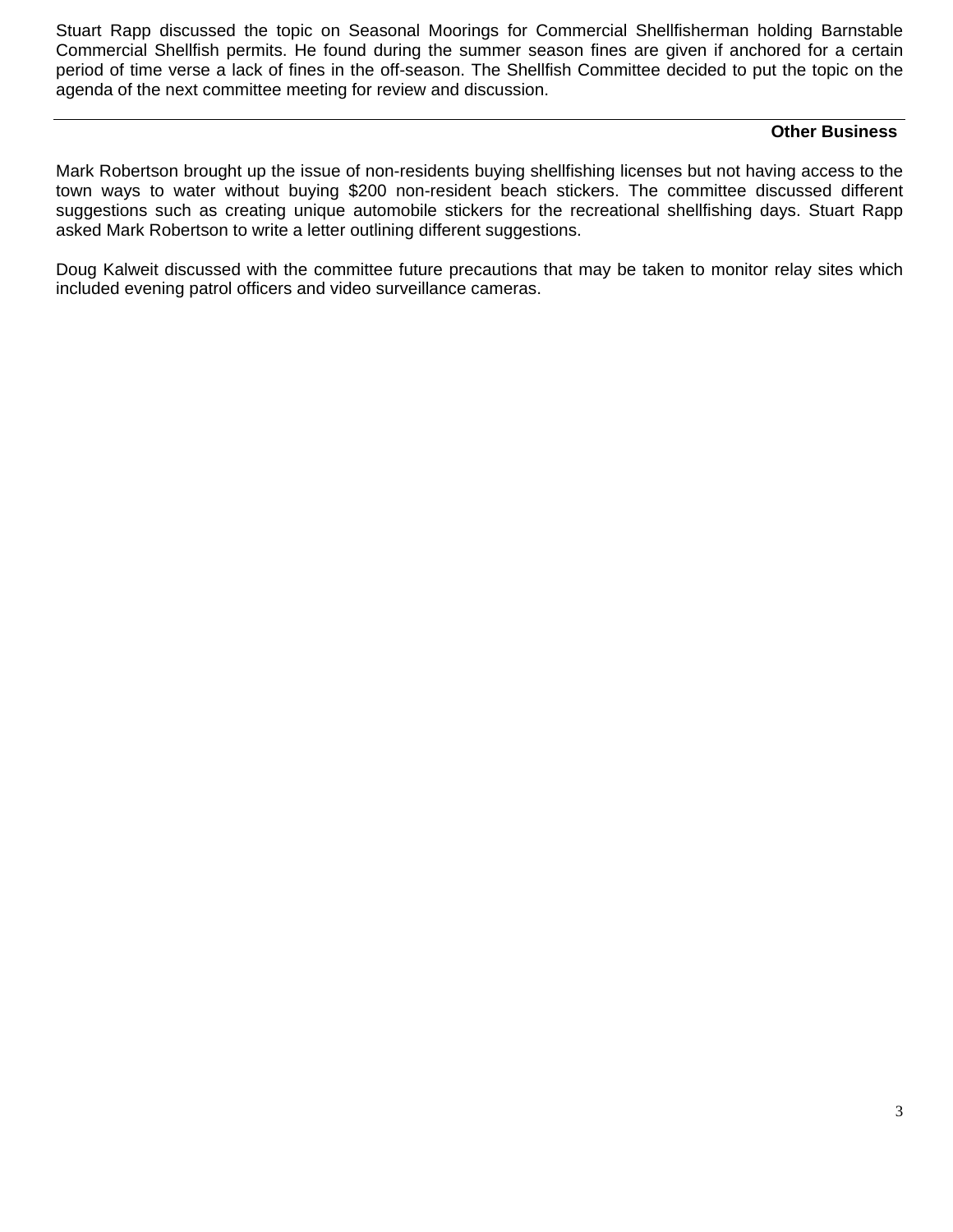Stuart Rapp discussed the topic on Seasonal Moorings for Commercial Shellfisherman holding Barnstable Commercial Shellfish permits. He found during the summer season fines are given if anchored for a certain period of time verse a lack of fines in the off-season. The Shellfish Committee decided to put the topic on the agenda of the next committee meeting for review and discussion.

---

## Other Business

Mark Robertson brought up the issue of non-residents buying shellfishing licenses but not having access to the town ways to water without buying $200 non-resident beach stickers. The committee discussed different suggestions such as creating unique automobile stickers for the recreational shellfishing days. Stuart Rapp asked Mark Robertson to write a letter outlining different suggestions.

Doug Kalweit discussed with the committee future precautions that may be taken to monitor relay sites which included evening patrol officers and video surveillance cameras.